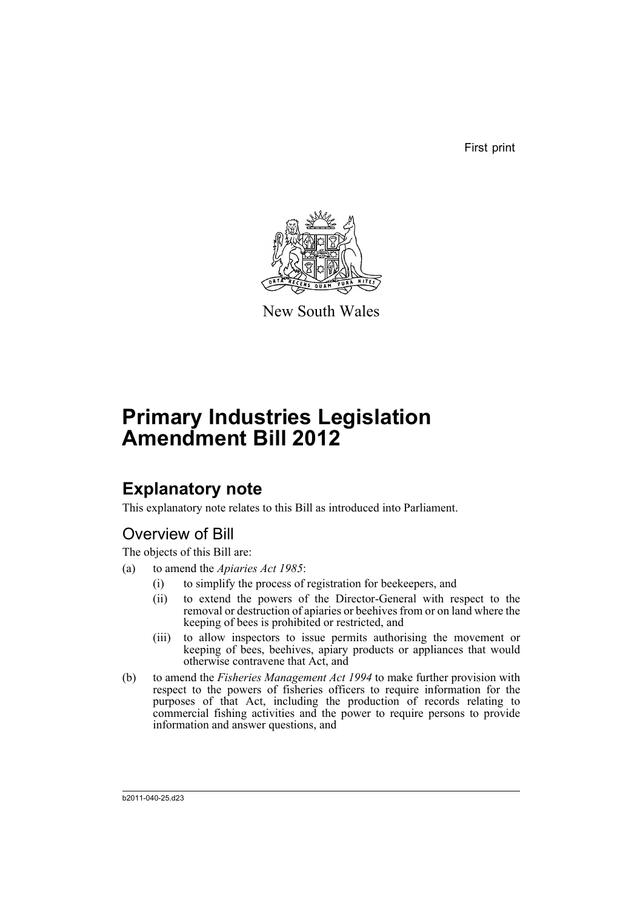First print

New South Wales

# Primary Industries Legislation Amendment Bill 2012

## Explanatory note

This explanatory note relates to this Bill as introduced into Parliament.

### Overview of Bill

The objects of this Bill are:

(a) to amend the *Apiaries Act 1985*:

  (i) to simplify the process of registration for beekeepers, and

  (ii) to extend the powers of the Director-General with respect to the removal or destruction of apiaries or beehives from or on land where the keeping of bees is prohibited or restricted, and

  (iii) to allow inspectors to issue permits authorising the movement or keeping of bees, beehives, apiary products or appliances that would otherwise contravene that Act, and

(b) to amend the *Fisheries Management Act 1994* to make further provision with respect to the powers of fisheries officers to require information for the purposes of that Act, including the production of records relating to commercial fishing activities and the power to require persons to provide information and answer questions, and

b2011-040-25.d23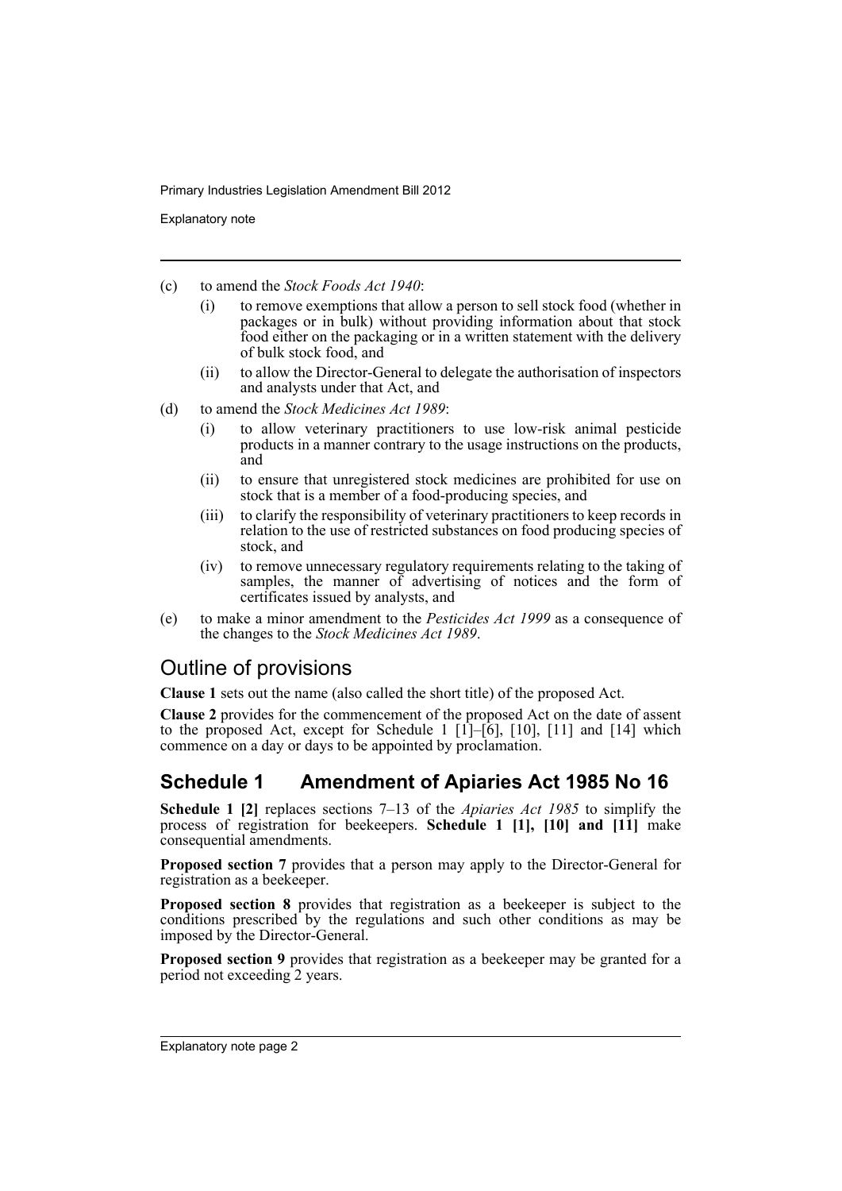(c) to amend the *Stock Foods Act 1940*:

   (i) to remove exemptions that allow a person to sell stock food (whether in packages or in bulk) without providing information about that stock food either on the packaging or in a written statement with the delivery of bulk stock food, and

   (ii) to allow the Director-General to delegate the authorisation of inspectors and analysts under that Act, and

(d) to amend the *Stock Medicines Act 1989*:

   (i) to allow veterinary practitioners to use low-risk animal pesticide products in a manner contrary to the usage instructions on the products, and

   (ii) to ensure that unregistered stock medicines are prohibited for use on stock that is a member of a food-producing species, and

   (iii) to clarify the responsibility of veterinary practitioners to keep records in relation to the use of restricted substances on food producing species of stock, and

   (iv) to remove unnecessary regulatory requirements relating to the taking of samples, the manner of advertising of notices and the form of certificates issued by analysts, and

(e) to make a minor amendment to the *Pesticides Act 1999* as a consequence of the changes to the *Stock Medicines Act 1989*.

## Outline of provisions

**Clause 1** sets out the name (also called the short title) of the proposed Act.

**Clause 2** provides for the commencement of the proposed Act on the date of assent to the proposed Act, except for Schedule 1 [1]–[6], [10], [11] and [14] which commence on a day or days to be appointed by proclamation.

### Schedule 1 Amendment of Apiaries Act 1985 No 16

**Schedule 1 [2]** replaces sections 7–13 of the *Apiaries Act 1985* to simplify the process of registration for beekeepers. **Schedule 1 [1], [10] and [11]** make consequential amendments.

**Proposed section 7** provides that a person may apply to the Director-General for registration as a beekeeper.

**Proposed section 8** provides that registration as a beekeeper is subject to the conditions prescribed by the regulations and such other conditions as may be imposed by the Director-General.

**Proposed section 9** provides that registration as a beekeeper may be granted for a period not exceeding 2 years.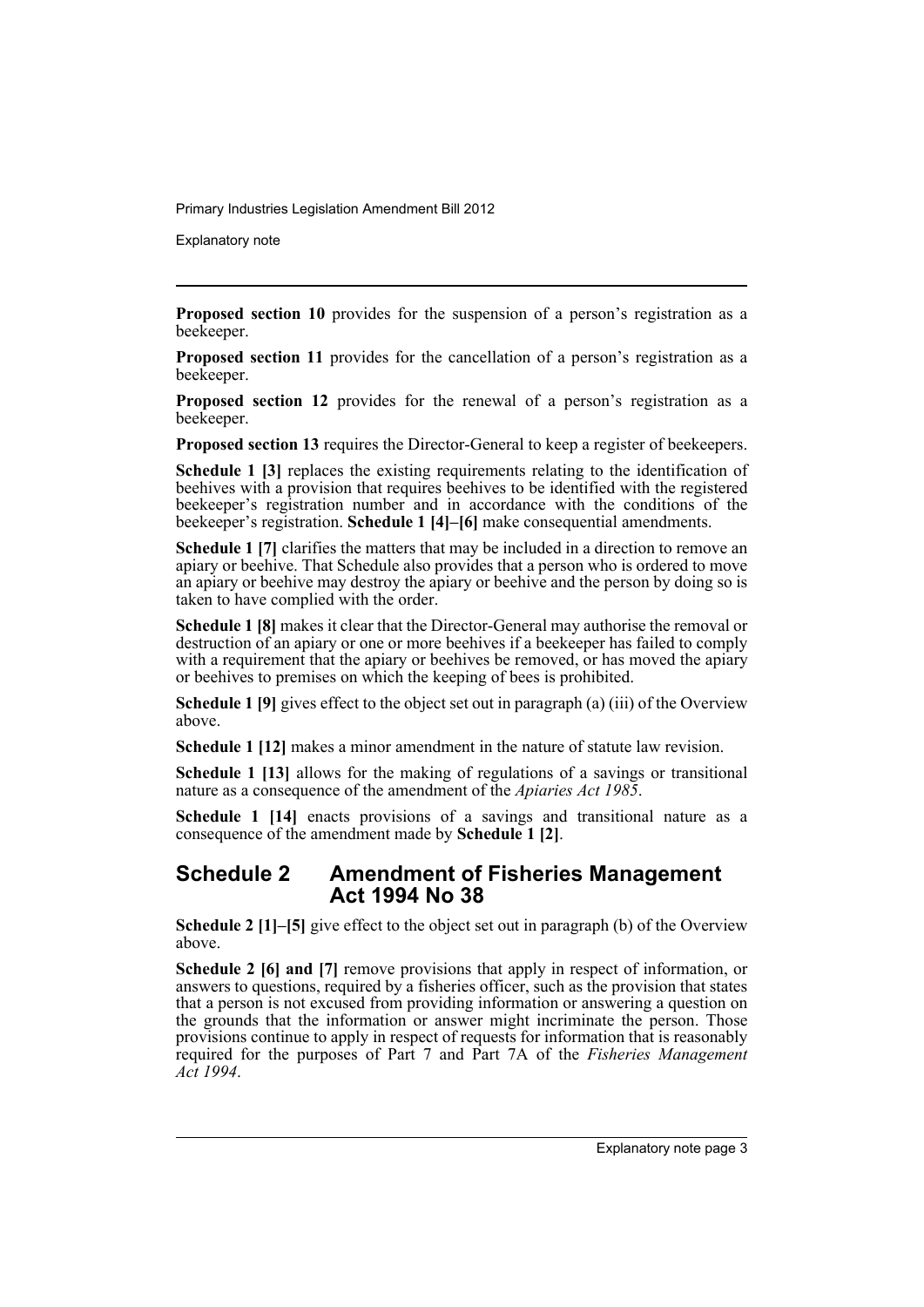**Proposed section 10** provides for the suspension of a person's registration as a beekeeper.

**Proposed section 11** provides for the cancellation of a person's registration as a beekeeper.

**Proposed section 12** provides for the renewal of a person's registration as a beekeeper.

**Proposed section 13** requires the Director-General to keep a register of beekeepers.

**Schedule 1 [3]** replaces the existing requirements relating to the identification of beehives with a provision that requires beehives to be identified with the registered beekeeper's registration number and in accordance with the conditions of the beekeeper's registration. **Schedule 1 [4]–[6]** make consequential amendments.

**Schedule 1 [7]** clarifies the matters that may be included in a direction to remove an apiary or beehive. That Schedule also provides that a person who is ordered to move an apiary or beehive may destroy the apiary or beehive and the person by doing so is taken to have complied with the order.

**Schedule 1 [8]** makes it clear that the Director-General may authorise the removal or destruction of an apiary or one or more beehives if a beekeeper has failed to comply with a requirement that the apiary or beehives be removed, or has moved the apiary or beehives to premises on which the keeping of bees is prohibited.

**Schedule 1 [9]** gives effect to the object set out in paragraph (a) (iii) of the Overview above.

**Schedule 1 [12]** makes a minor amendment in the nature of statute law revision.

**Schedule 1 [13]** allows for the making of regulations of a savings or transitional nature as a consequence of the amendment of the *Apiaries Act 1985*.

**Schedule 1 [14]** enacts provisions of a savings and transitional nature as a consequence of the amendment made by **Schedule 1 [2]**.

## Schedule 2 Amendment of Fisheries Management Act 1994 No 38

**Schedule 2 [1]–[5]** give effect to the object set out in paragraph (b) of the Overview above.

**Schedule 2 [6] and [7]** remove provisions that apply in respect of information, or answers to questions, required by a fisheries officer, such as the provision that states that a person is not excused from providing information or answering a question on the grounds that the information or answer might incriminate the person. Those provisions continue to apply in respect of requests for information that is reasonably required for the purposes of Part 7 and Part 7A of the *Fisheries Management Act 1994*.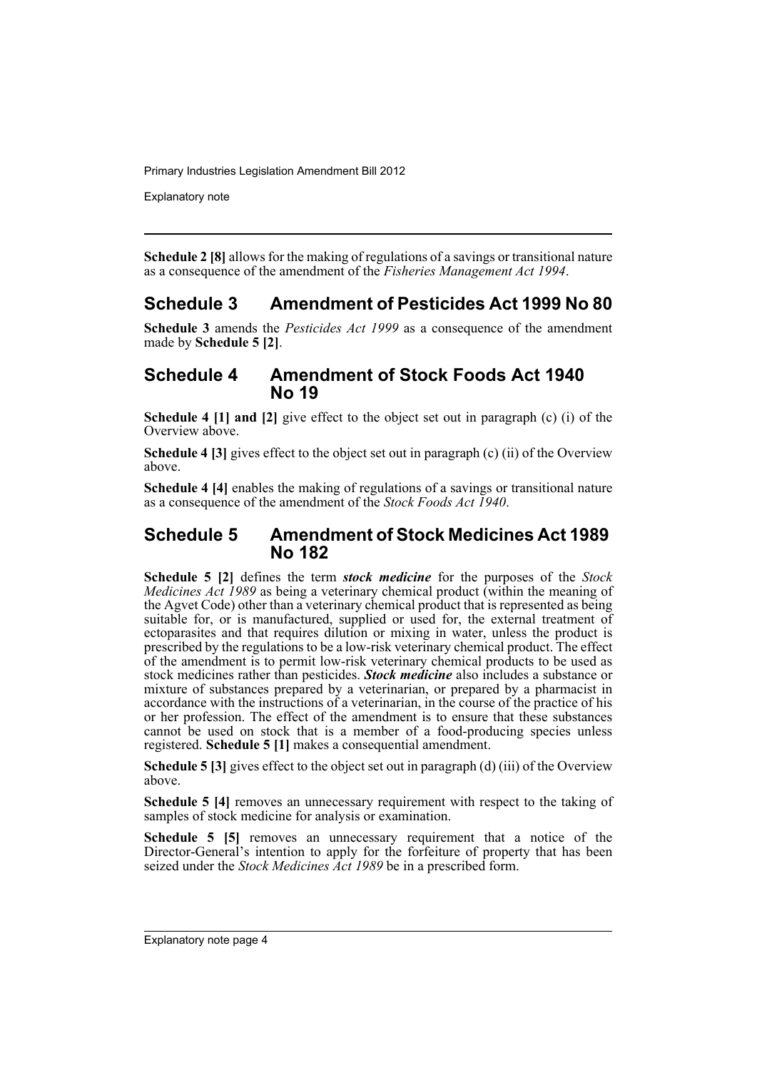**Schedule 2 [8]** allows for the making of regulations of a savings or transitional nature as a consequence of the amendment of the *Fisheries Management Act 1994*.

## Schedule 3 Amendment of Pesticides Act 1999 No 80

**Schedule 3** amends the *Pesticides Act 1999* as a consequence of the amendment made by **Schedule 5 [2]**.

## Schedule 4 Amendment of Stock Foods Act 1940 No 19

**Schedule 4 [1] and [2]** give effect to the object set out in paragraph (c) (i) of the Overview above.

**Schedule 4 [3]** gives effect to the object set out in paragraph (c) (ii) of the Overview above.

**Schedule 4 [4]** enables the making of regulations of a savings or transitional nature as a consequence of the amendment of the *Stock Foods Act 1940*.

## Schedule 5 Amendment of Stock Medicines Act 1989 No 182

**Schedule 5 [2]** defines the term ***stock medicine*** for the purposes of the *Stock Medicines Act 1989* as being a veterinary chemical product (within the meaning of the Agvet Code) other than a veterinary chemical product that is represented as being suitable for, or is manufactured, supplied or used for, the external treatment of ectoparasites and that requires dilution or mixing in water, unless the product is prescribed by the regulations to be a low-risk veterinary chemical product. The effect of the amendment is to permit low-risk veterinary chemical products to be used as stock medicines rather than pesticides. ***Stock medicine*** also includes a substance or mixture of substances prepared by a veterinarian, or prepared by a pharmacist in accordance with the instructions of a veterinarian, in the course of the practice of his or her profession. The effect of the amendment is to ensure that these substances cannot be used on stock that is a member of a food-producing species unless registered. **Schedule 5 [1]** makes a consequential amendment.

**Schedule 5 [3]** gives effect to the object set out in paragraph (d) (iii) of the Overview above.

**Schedule 5 [4]** removes an unnecessary requirement with respect to the taking of samples of stock medicine for analysis or examination.

**Schedule 5 [5]** removes an unnecessary requirement that a notice of the Director-General's intention to apply for the forfeiture of property that has been seized under the *Stock Medicines Act 1989* be in a prescribed form.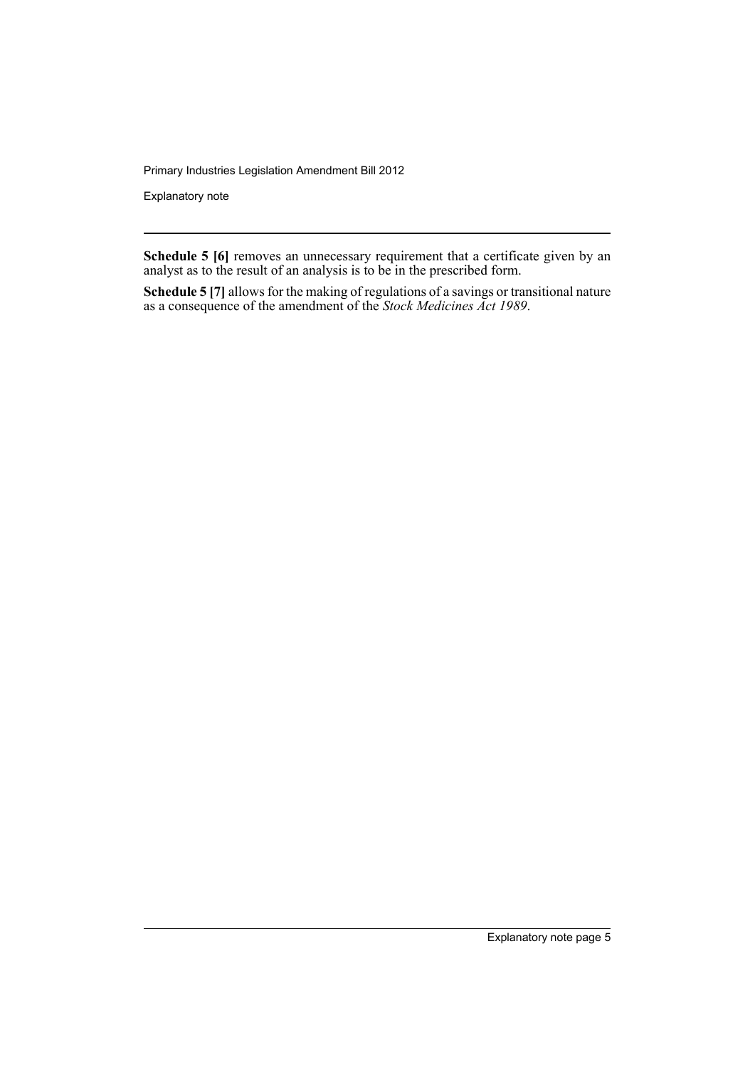**Schedule 5 [6]** removes an unnecessary requirement that a certificate given by an analyst as to the result of an analysis is to be in the prescribed form.

**Schedule 5 [7]** allows for the making of regulations of a savings or transitional nature as a consequence of the amendment of the *Stock Medicines Act 1989*.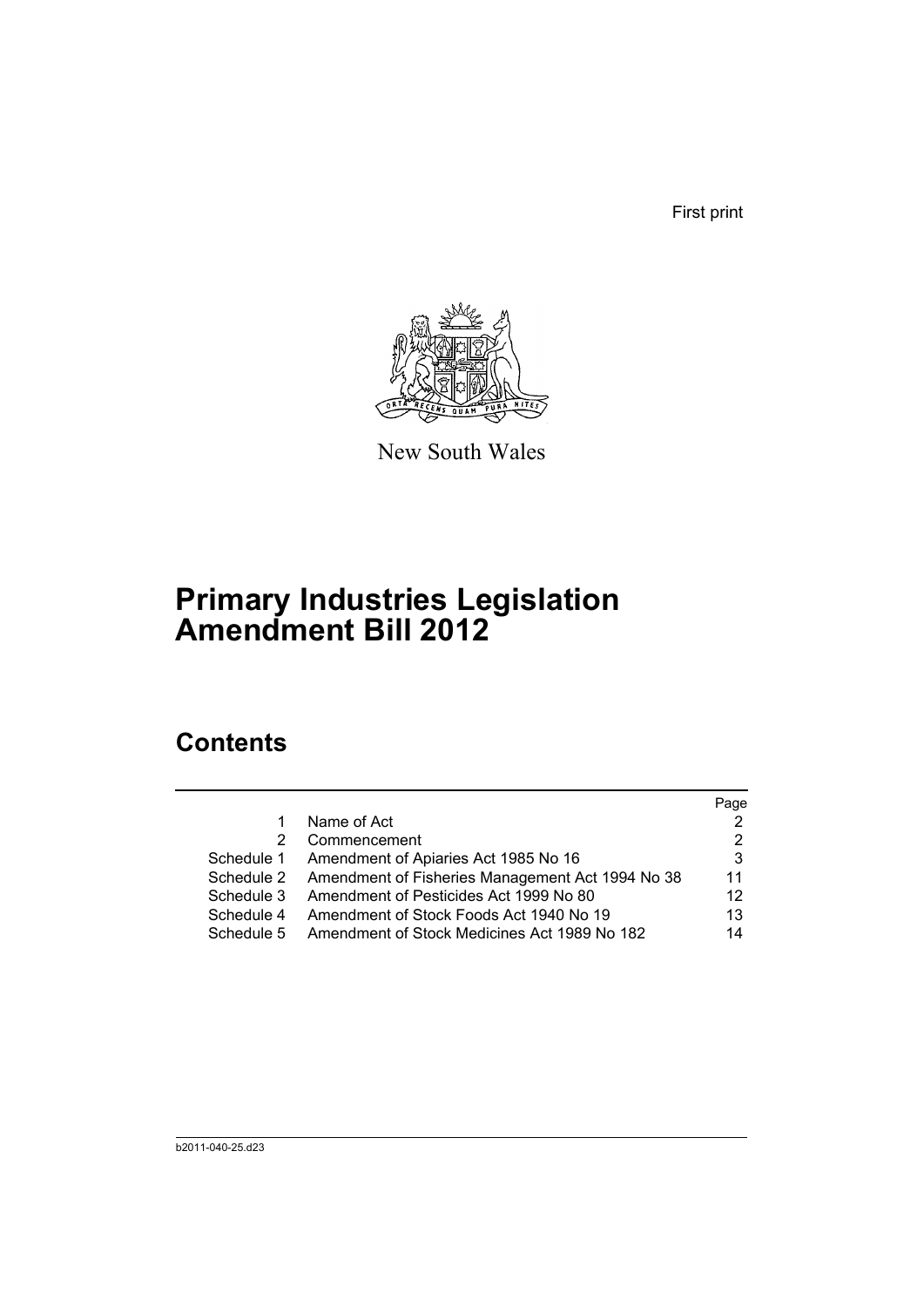First print

New South Wales

# Primary Industries Legislation Amendment Bill 2012

## Contents

| | | Page |
| --- | --- | --- |
| 1 | Name of Act | 2 |
| 2 | Commencement | 2 |
| Schedule 1 | Amendment of Apiaries Act 1985 No 16 | 3 |
| Schedule 2 | Amendment of Fisheries Management Act 1994 No 38 | 11 |
| Schedule 3 | Amendment of Pesticides Act 1999 No 80 | 12 |
| Schedule 4 | Amendment of Stock Foods Act 1940 No 19 | 13 |
| Schedule 5 | Amendment of Stock Medicines Act 1989 No 182 | 14 |

b2011-040-25.d23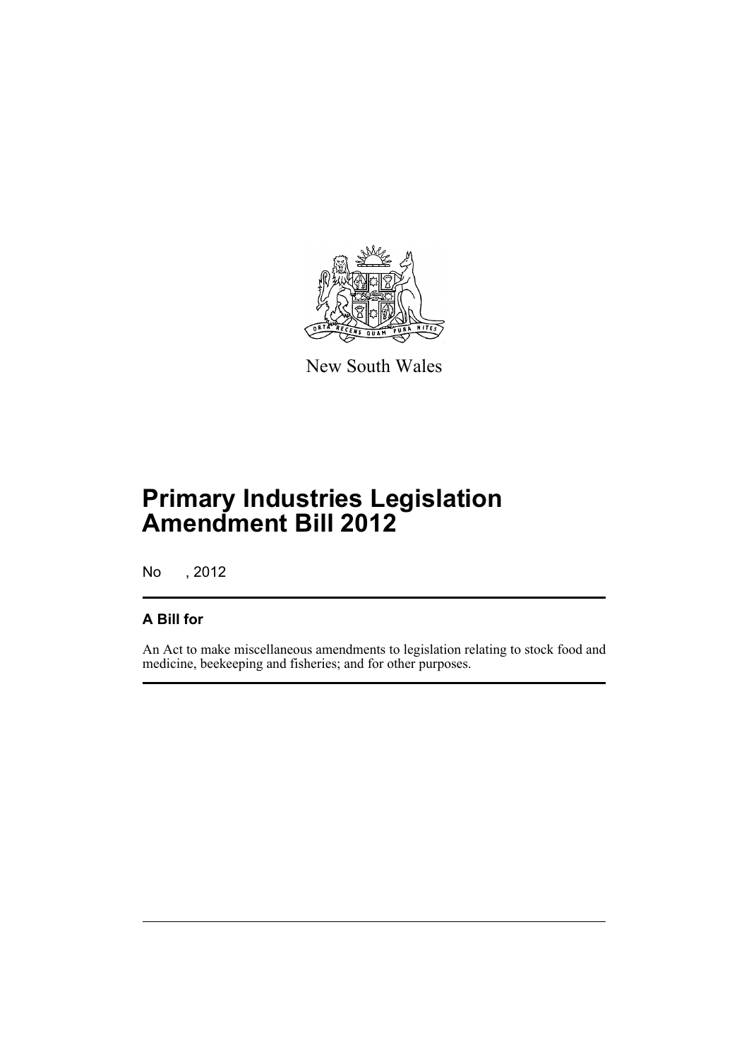New South Wales

# Primary Industries Legislation Amendment Bill 2012

No , 2012

## A Bill for

An Act to make miscellaneous amendments to legislation relating to stock food and medicine, beekeeping and fisheries; and for other purposes.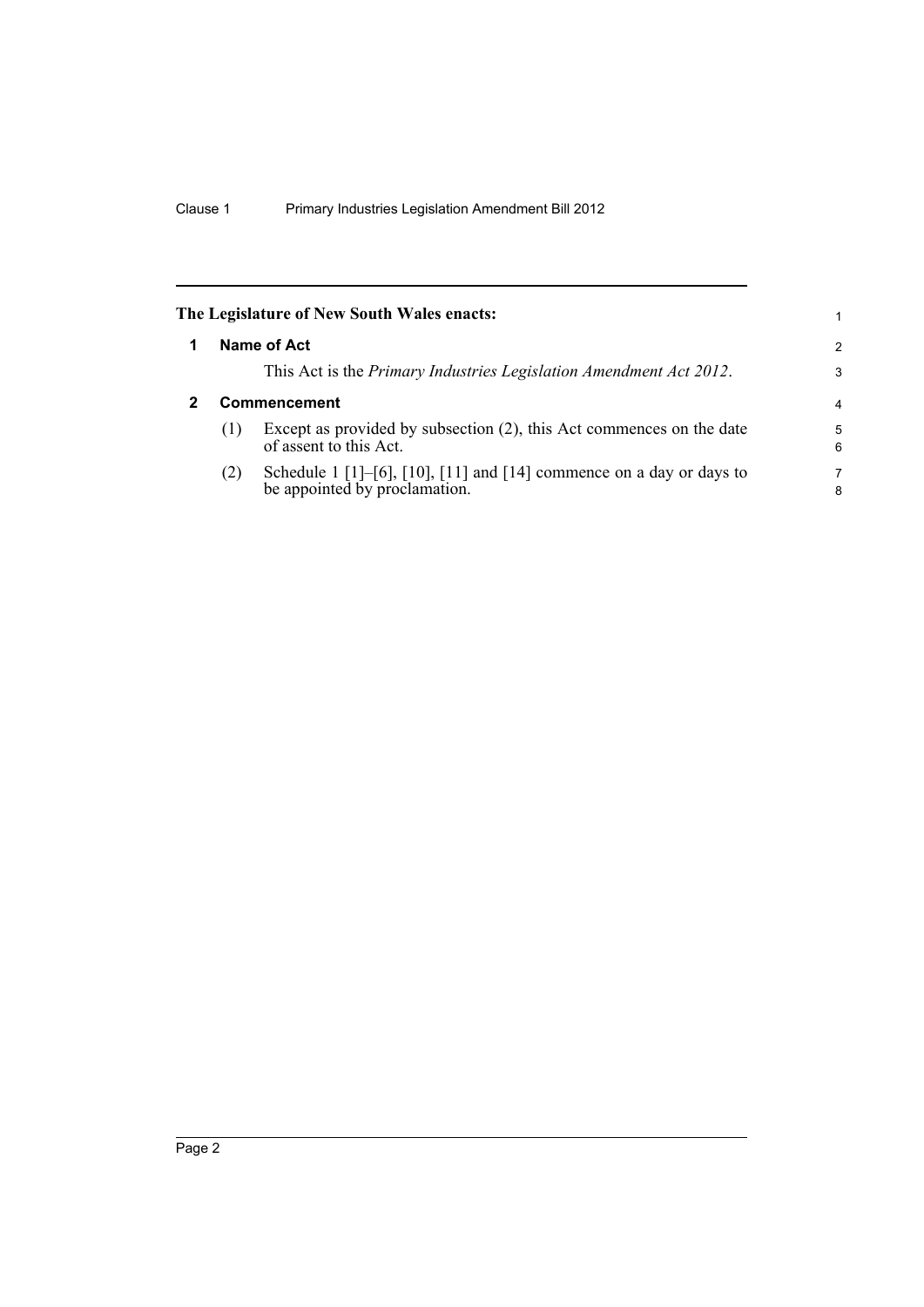**The Legislature of New South Wales enacts:**

## 1 Name of Act

This Act is the *Primary Industries Legislation Amendment Act 2012*.

## 2 Commencement

(1) Except as provided by subsection (2), this Act commences on the date of assent to this Act.

(2) Schedule 1 [1]–[6], [10], [11] and [14] commence on a day or days to be appointed by proclamation.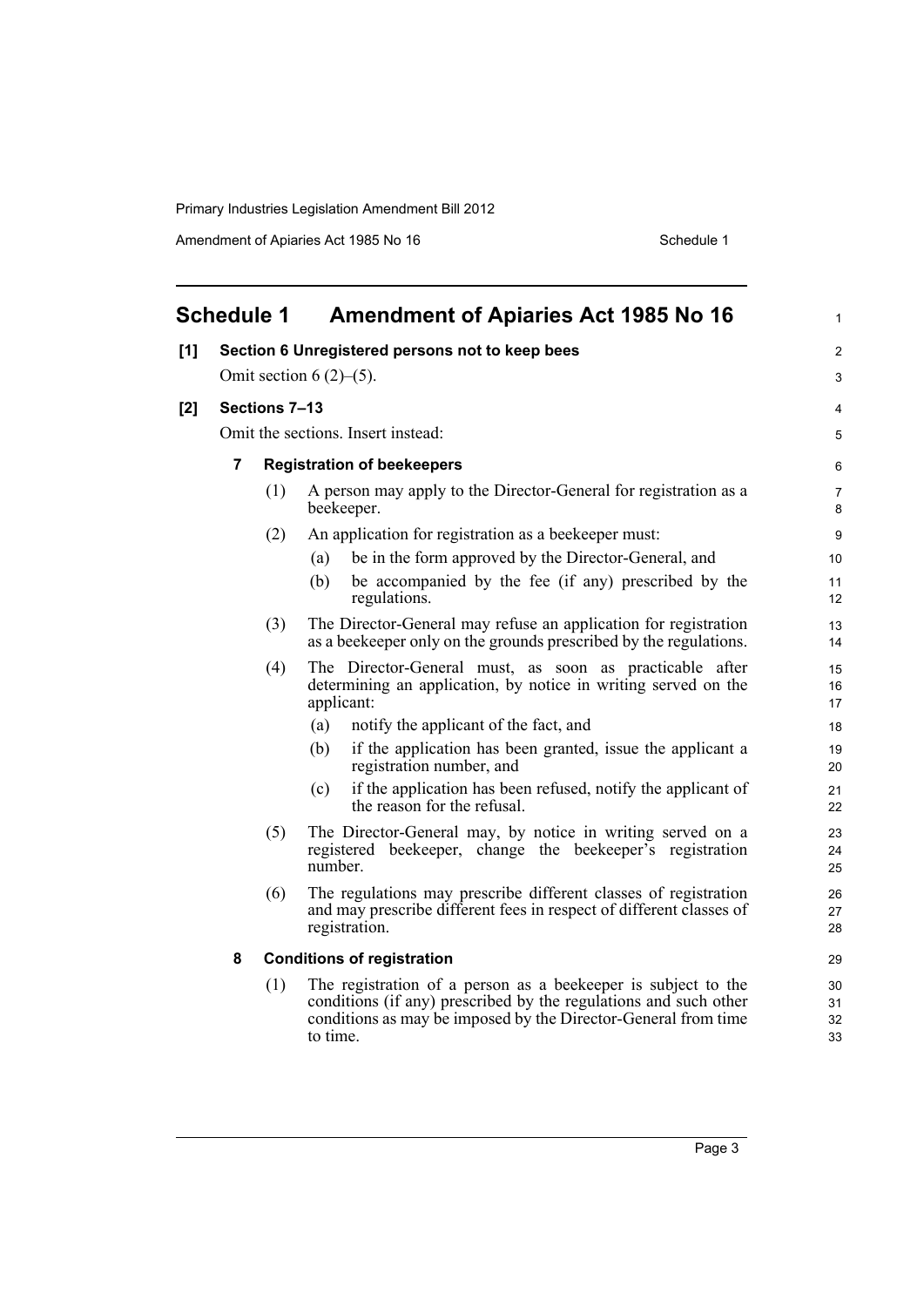## Schedule 1 Amendment of Apiaries Act 1985 No 16

**[1] Section 6 Unregistered persons not to keep bees**

Omit section 6 (2)–(5).

**[2] Sections 7–13**

Omit the sections. Insert instead:

**7 Registration of beekeepers**

(1) A person may apply to the Director-General for registration as a beekeeper.

(2) An application for registration as a beekeeper must:

(a) be in the form approved by the Director-General, and

(b) be accompanied by the fee (if any) prescribed by the regulations.

(3) The Director-General may refuse an application for registration as a beekeeper only on the grounds prescribed by the regulations.

(4) The Director-General must, as soon as practicable after determining an application, by notice in writing served on the applicant:

(a) notify the applicant of the fact, and

(b) if the application has been granted, issue the applicant a registration number, and

(c) if the application has been refused, notify the applicant of the reason for the refusal.

(5) The Director-General may, by notice in writing served on a registered beekeeper, change the beekeeper's registration number.

(6) The regulations may prescribe different classes of registration and may prescribe different fees in respect of different classes of registration.

**8 Conditions of registration**

(1) The registration of a person as a beekeeper is subject to the conditions (if any) prescribed by the regulations and such other conditions as may be imposed by the Director-General from time to time.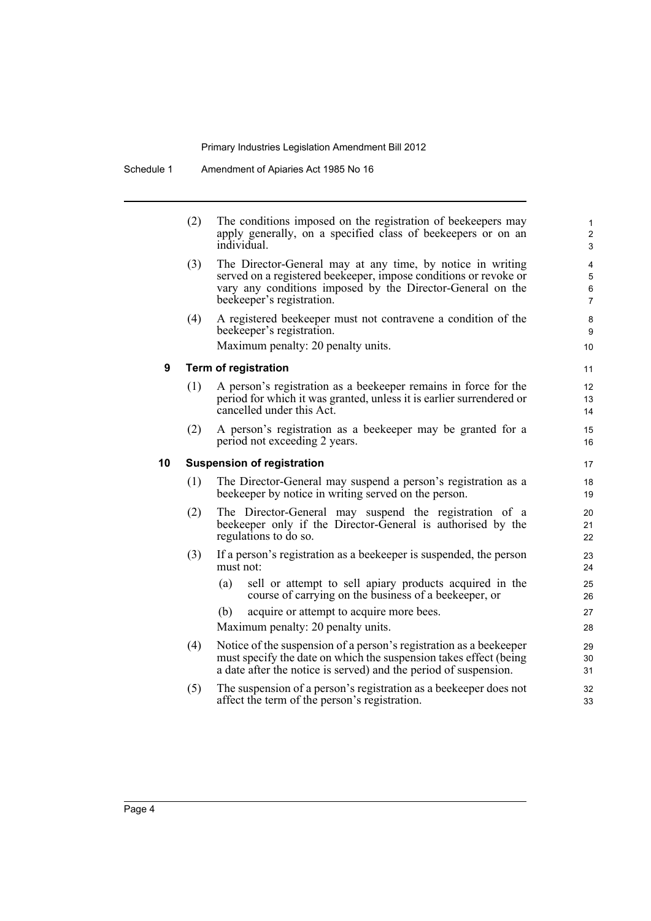(2) The conditions imposed on the registration of beekeepers may apply generally, on a specified class of beekeepers or on an individual.

(3) The Director-General may at any time, by notice in writing served on a registered beekeeper, impose conditions or revoke or vary any conditions imposed by the Director-General on the beekeeper's registration.

(4) A registered beekeeper must not contravene a condition of the beekeeper's registration.

Maximum penalty: 20 penalty units.

**9 Term of registration**

(1) A person's registration as a beekeeper remains in force for the period for which it was granted, unless it is earlier surrendered or cancelled under this Act.

(2) A person's registration as a beekeeper may be granted for a period not exceeding 2 years.

**10 Suspension of registration**

(1) The Director-General may suspend a person's registration as a beekeeper by notice in writing served on the person.

(2) The Director-General may suspend the registration of a beekeeper only if the Director-General is authorised by the regulations to do so.

(3) If a person's registration as a beekeeper is suspended, the person must not:

(a) sell or attempt to sell apiary products acquired in the course of carrying on the business of a beekeeper, or

(b) acquire or attempt to acquire more bees.

Maximum penalty: 20 penalty units.

(4) Notice of the suspension of a person's registration as a beekeeper must specify the date on which the suspension takes effect (being a date after the notice is served) and the period of suspension.

(5) The suspension of a person's registration as a beekeeper does not affect the term of the person's registration.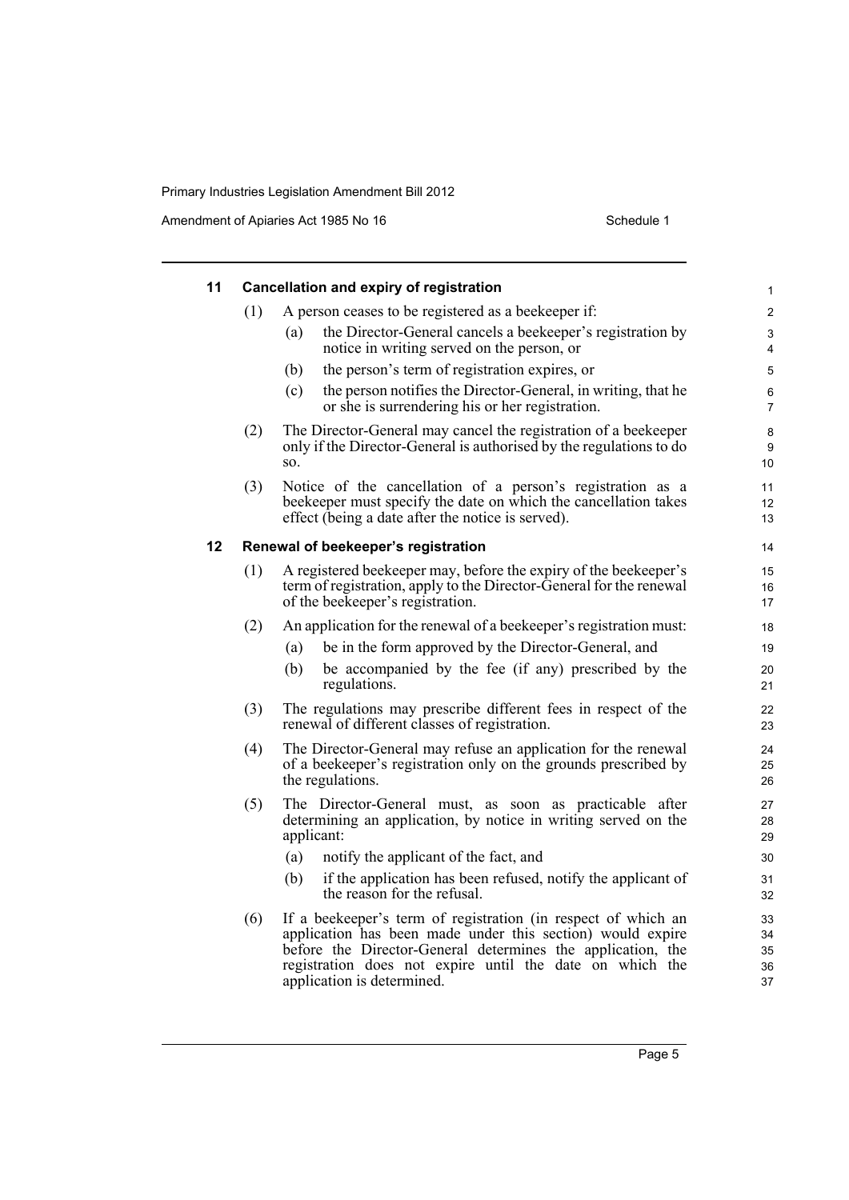### 11 Cancellation and expiry of registration

(1) A person ceases to be registered as a beekeeper if:

(a) the Director-General cancels a beekeeper's registration by notice in writing served on the person, or

(b) the person's term of registration expires, or

(c) the person notifies the Director-General, in writing, that he or she is surrendering his or her registration.

(2) The Director-General may cancel the registration of a beekeeper only if the Director-General is authorised by the regulations to do so.

(3) Notice of the cancellation of a person's registration as a beekeeper must specify the date on which the cancellation takes effect (being a date after the notice is served).

### 12 Renewal of beekeeper's registration

(1) A registered beekeeper may, before the expiry of the beekeeper's term of registration, apply to the Director-General for the renewal of the beekeeper's registration.

(2) An application for the renewal of a beekeeper's registration must:

(a) be in the form approved by the Director-General, and

(b) be accompanied by the fee (if any) prescribed by the regulations.

(3) The regulations may prescribe different fees in respect of the renewal of different classes of registration.

(4) The Director-General may refuse an application for the renewal of a beekeeper's registration only on the grounds prescribed by the regulations.

(5) The Director-General must, as soon as practicable after determining an application, by notice in writing served on the applicant:

(a) notify the applicant of the fact, and

(b) if the application has been refused, notify the applicant of the reason for the refusal.

(6) If a beekeeper's term of registration (in respect of which an application has been made under this section) would expire before the Director-General determines the application, the registration does not expire until the date on which the application is determined.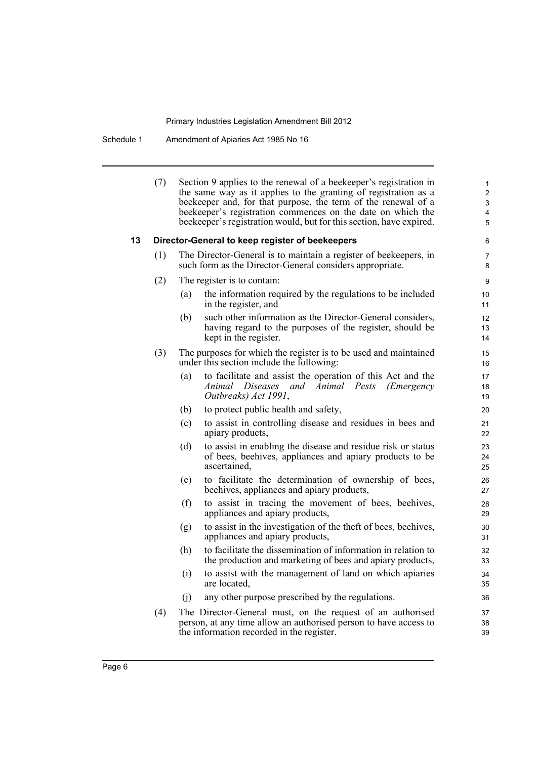(7) Section 9 applies to the renewal of a beekeeper's registration in the same way as it applies to the granting of registration as a beekeeper and, for that purpose, the term of the renewal of a beekeeper's registration commences on the date on which the beekeeper's registration would, but for this section, have expired.

### 13 Director-General to keep register of beekeepers

(1) The Director-General is to maintain a register of beekeepers, in such form as the Director-General considers appropriate.

(2) The register is to contain:

- (a) the information required by the regulations to be included in the register, and
- (b) such other information as the Director-General considers, having regard to the purposes of the register, should be kept in the register.

(3) The purposes for which the register is to be used and maintained under this section include the following:

- (a) to facilitate and assist the operation of this Act and the *Animal Diseases and Animal Pests (Emergency Outbreaks) Act 1991*,
- (b) to protect public health and safety,
- (c) to assist in controlling disease and residues in bees and apiary products,
- (d) to assist in enabling the disease and residue risk or status of bees, beehives, appliances and apiary products to be ascertained,
- (e) to facilitate the determination of ownership of bees, beehives, appliances and apiary products,
- (f) to assist in tracing the movement of bees, beehives, appliances and apiary products,
- (g) to assist in the investigation of the theft of bees, beehives, appliances and apiary products,
- (h) to facilitate the dissemination of information in relation to the production and marketing of bees and apiary products,
- (i) to assist with the management of land on which apiaries are located,
- (j) any other purpose prescribed by the regulations.

(4) The Director-General must, on the request of an authorised person, at any time allow an authorised person to have access to the information recorded in the register.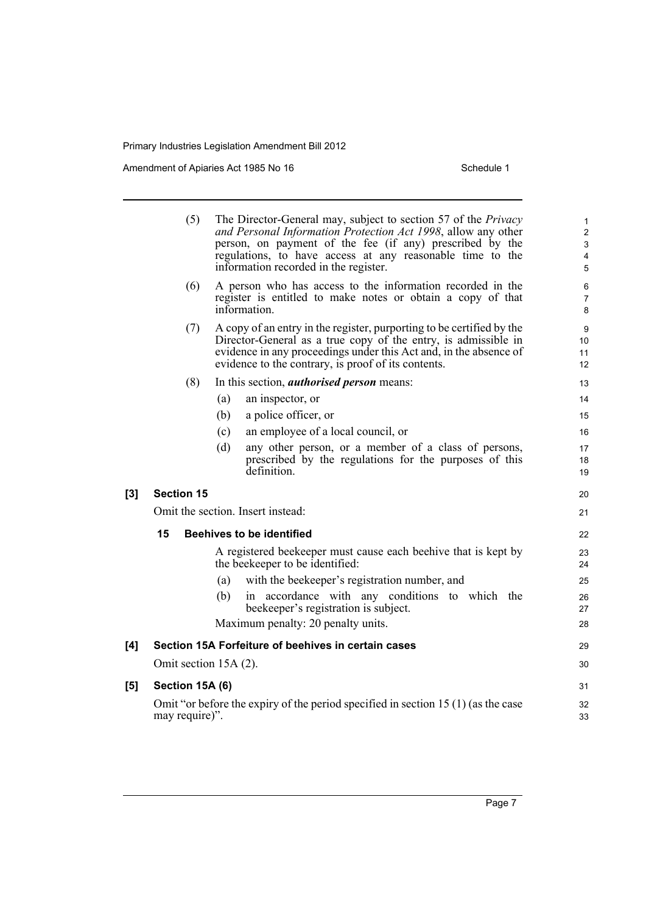(5) The Director-General may, subject to section 57 of the *Privacy and Personal Information Protection Act 1998*, allow any other person, on payment of the fee (if any) prescribed by the regulations, to have access at any reasonable time to the information recorded in the register.

(6) A person who has access to the information recorded in the register is entitled to make notes or obtain a copy of that information.

(7) A copy of an entry in the register, purporting to be certified by the Director-General as a true copy of the entry, is admissible in evidence in any proceedings under this Act and, in the absence of evidence to the contrary, is proof of its contents.

(8) In this section, ***authorised person*** means:

(a) an inspector, or

(b) a police officer, or

(c) an employee of a local council, or

(d) any other person, or a member of a class of persons, prescribed by the regulations for the purposes of this definition.

**[3] Section 15**

Omit the section. Insert instead:

**15 Beehives to be identified**

A registered beekeeper must cause each beehive that is kept by the beekeeper to be identified:

(a) with the beekeeper's registration number, and

(b) in accordance with any conditions to which the beekeeper's registration is subject.

Maximum penalty: 20 penalty units.

**[4] Section 15A Forfeiture of beehives in certain cases**

Omit section 15A (2).

**[5] Section 15A (6)**

Omit "or before the expiry of the period specified in section 15 (1) (as the case may require)".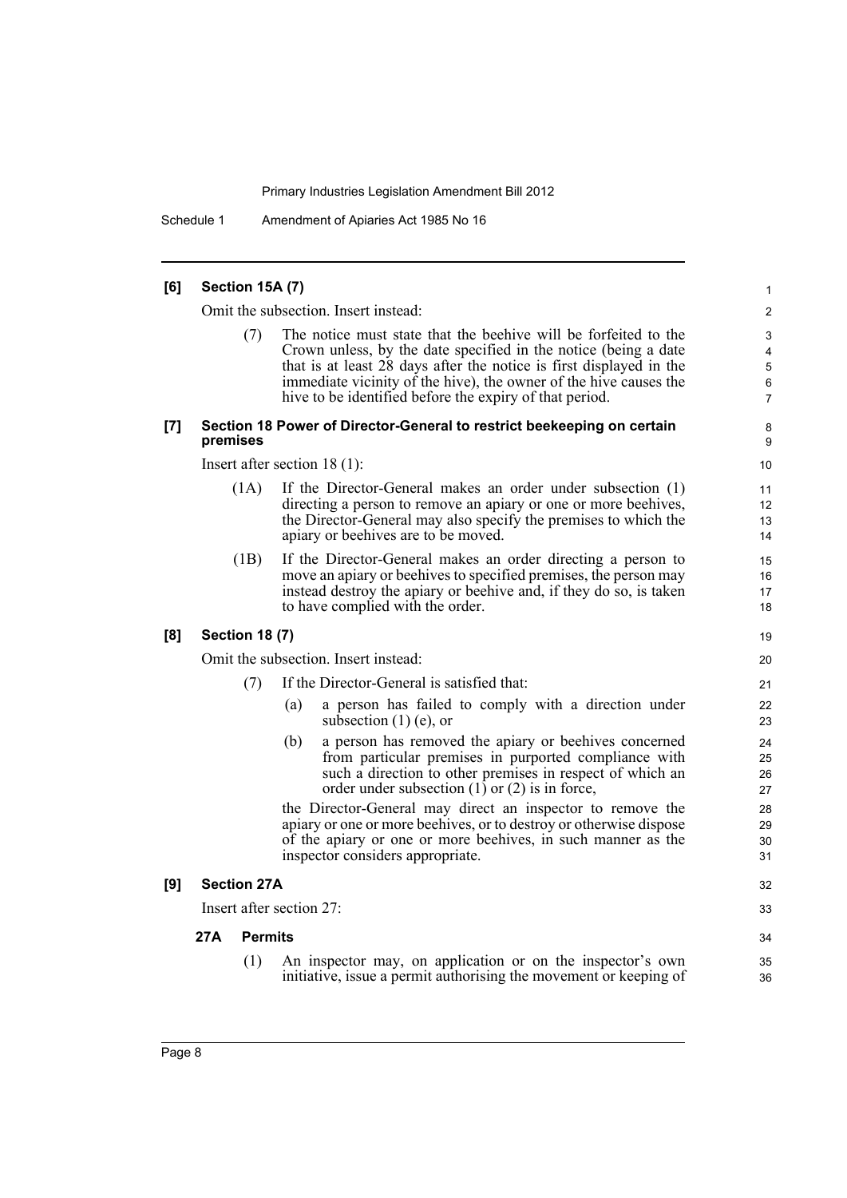**[6] Section 15A (7)**

Omit the subsection. Insert instead:

(7) The notice must state that the beehive will be forfeited to the Crown unless, by the date specified in the notice (being a date that is at least 28 days after the notice is first displayed in the immediate vicinity of the hive), the owner of the hive causes the hive to be identified before the expiry of that period.

**[7] Section 18 Power of Director-General to restrict beekeeping on certain premises**

Insert after section 18 (1):

(1A) If the Director-General makes an order under subsection (1) directing a person to remove an apiary or one or more beehives, the Director-General may also specify the premises to which the apiary or beehives are to be moved.

(1B) If the Director-General makes an order directing a person to move an apiary or beehives to specified premises, the person may instead destroy the apiary or beehive and, if they do so, is taken to have complied with the order.

**[8] Section 18 (7)**

Omit the subsection. Insert instead:

(7) If the Director-General is satisfied that:

(a) a person has failed to comply with a direction under subsection (1) (e), or

(b) a person has removed the apiary or beehives concerned from particular premises in purported compliance with such a direction to other premises in respect of which an order under subsection (1) or (2) is in force,

the Director-General may direct an inspector to remove the apiary or one or more beehives, or to destroy or otherwise dispose of the apiary or one or more beehives, in such manner as the inspector considers appropriate.

**[9] Section 27A**

Insert after section 27:

**27A Permits**

(1) An inspector may, on application or on the inspector's own initiative, issue a permit authorising the movement or keeping of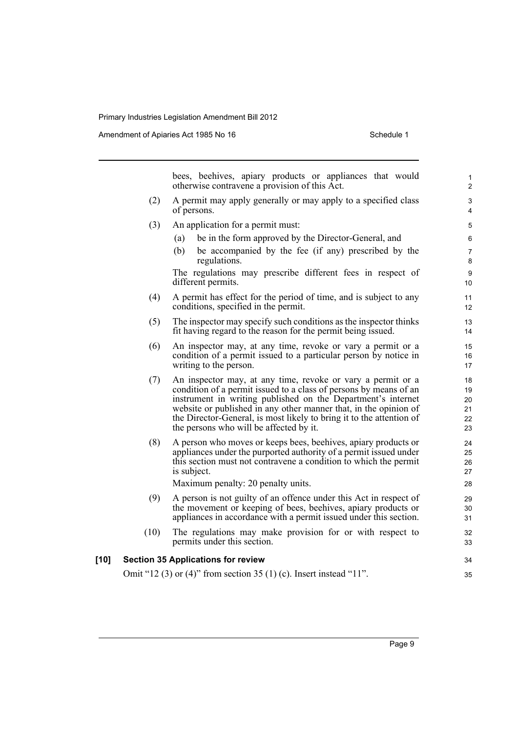bees, beehives, apiary products or appliances that would otherwise contravene a provision of this Act.

(2) A permit may apply generally or may apply to a specified class of persons.

(3) An application for a permit must:

(a) be in the form approved by the Director-General, and

(b) be accompanied by the fee (if any) prescribed by the regulations.

The regulations may prescribe different fees in respect of different permits.

(4) A permit has effect for the period of time, and is subject to any conditions, specified in the permit.

(5) The inspector may specify such conditions as the inspector thinks fit having regard to the reason for the permit being issued.

(6) An inspector may, at any time, revoke or vary a permit or a condition of a permit issued to a particular person by notice in writing to the person.

(7) An inspector may, at any time, revoke or vary a permit or a condition of a permit issued to a class of persons by means of an instrument in writing published on the Department's internet website or published in any other manner that, in the opinion of the Director-General, is most likely to bring it to the attention of the persons who will be affected by it.

(8) A person who moves or keeps bees, beehives, apiary products or appliances under the purported authority of a permit issued under this section must not contravene a condition to which the permit is subject.

Maximum penalty: 20 penalty units.

(9) A person is not guilty of an offence under this Act in respect of the movement or keeping of bees, beehives, apiary products or appliances in accordance with a permit issued under this section.

(10) The regulations may make provision for or with respect to permits under this section.

**[10] Section 35 Applications for review**

Omit "12 (3) or (4)" from section 35 (1) (c). Insert instead "11".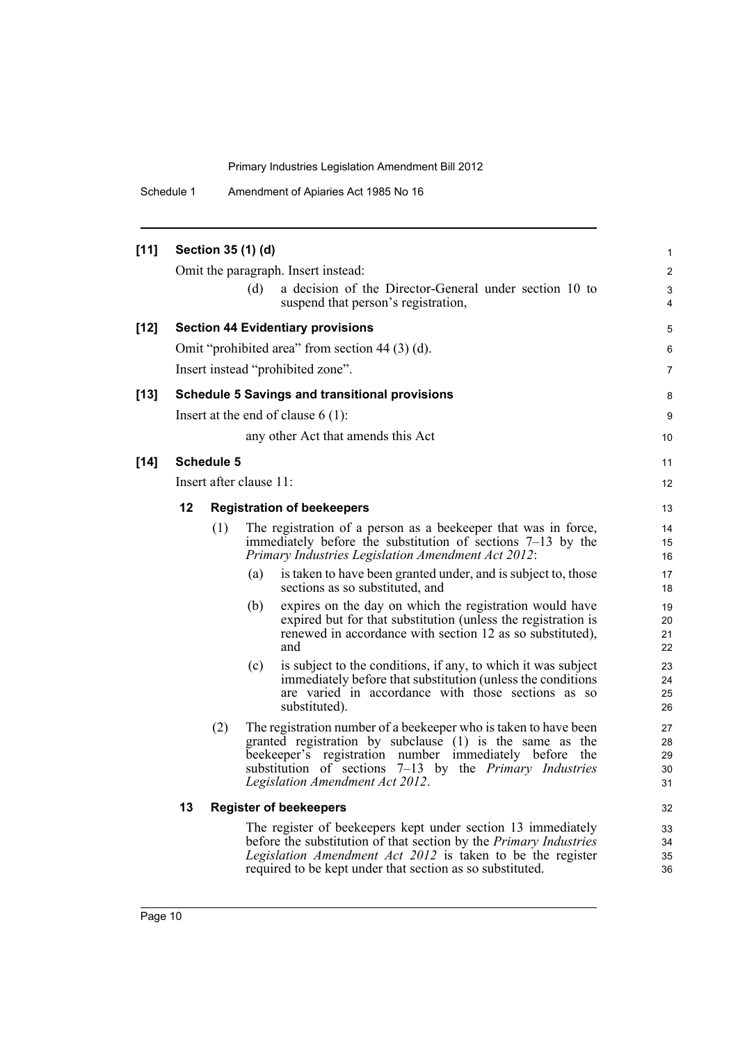**[11] Section 35 (1) (d)**

Omit the paragraph. Insert instead:

(d) a decision of the Director-General under section 10 to suspend that person's registration,

**[12] Section 44 Evidentiary provisions**

Omit "prohibited area" from section 44 (3) (d).

Insert instead "prohibited zone".

**[13] Schedule 5 Savings and transitional provisions**

Insert at the end of clause 6 (1):

any other Act that amends this Act

**[14] Schedule 5**

Insert after clause 11:

**12 Registration of beekeepers**

(1) The registration of a person as a beekeeper that was in force, immediately before the substitution of sections 7–13 by the *Primary Industries Legislation Amendment Act 2012*:

(a) is taken to have been granted under, and is subject to, those sections as so substituted, and

(b) expires on the day on which the registration would have expired but for that substitution (unless the registration is renewed in accordance with section 12 as so substituted), and

(c) is subject to the conditions, if any, to which it was subject immediately before that substitution (unless the conditions are varied in accordance with those sections as so substituted).

(2) The registration number of a beekeeper who is taken to have been granted registration by subclause (1) is the same as the beekeeper's registration number immediately before the substitution of sections 7–13 by the *Primary Industries Legislation Amendment Act 2012*.

**13 Register of beekeepers**

The register of beekeepers kept under section 13 immediately before the substitution of that section by the *Primary Industries Legislation Amendment Act 2012* is taken to be the register required to be kept under that section as so substituted.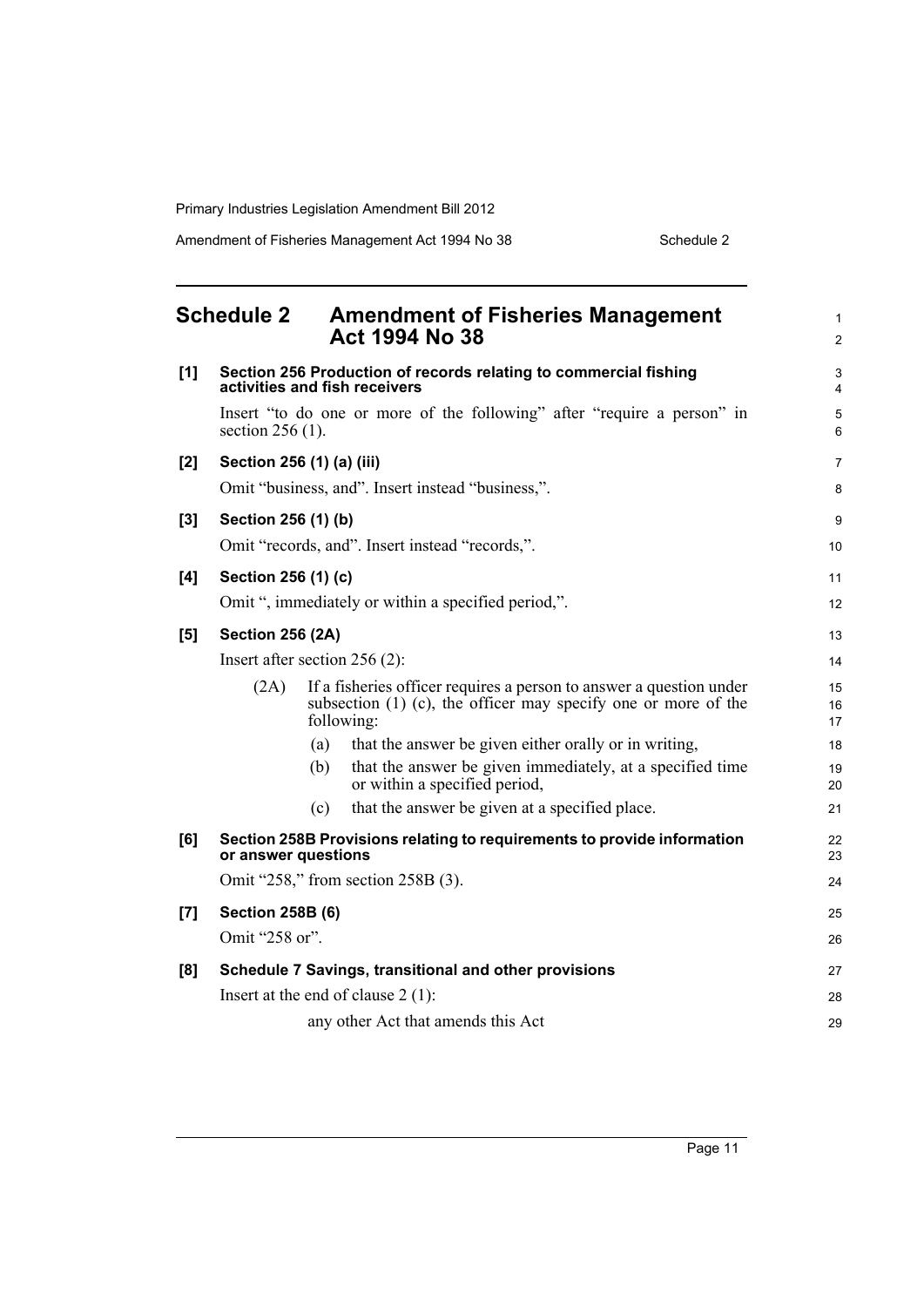# Schedule 2 Amendment of Fisheries Management Act 1994 No 38

**[1] Section 256 Production of records relating to commercial fishing activities and fish receivers**

Insert "to do one or more of the following" after "require a person" in section 256 (1).

**[2] Section 256 (1) (a) (iii)**

Omit "business, and". Insert instead "business,".

**[3] Section 256 (1) (b)**

Omit "records, and". Insert instead "records,".

**[4] Section 256 (1) (c)**

Omit ", immediately or within a specified period,".

**[5] Section 256 (2A)**

Insert after section 256 (2):

(2A) If a fisheries officer requires a person to answer a question under subsection (1) (c), the officer may specify one or more of the following:

(a) that the answer be given either orally or in writing,

(b) that the answer be given immediately, at a specified time or within a specified period,

(c) that the answer be given at a specified place.

**[6] Section 258B Provisions relating to requirements to provide information or answer questions**

Omit "258," from section 258B (3).

**[7] Section 258B (6)**

Omit "258 or".

**[8] Schedule 7 Savings, transitional and other provisions**

Insert at the end of clause 2 (1):

any other Act that amends this Act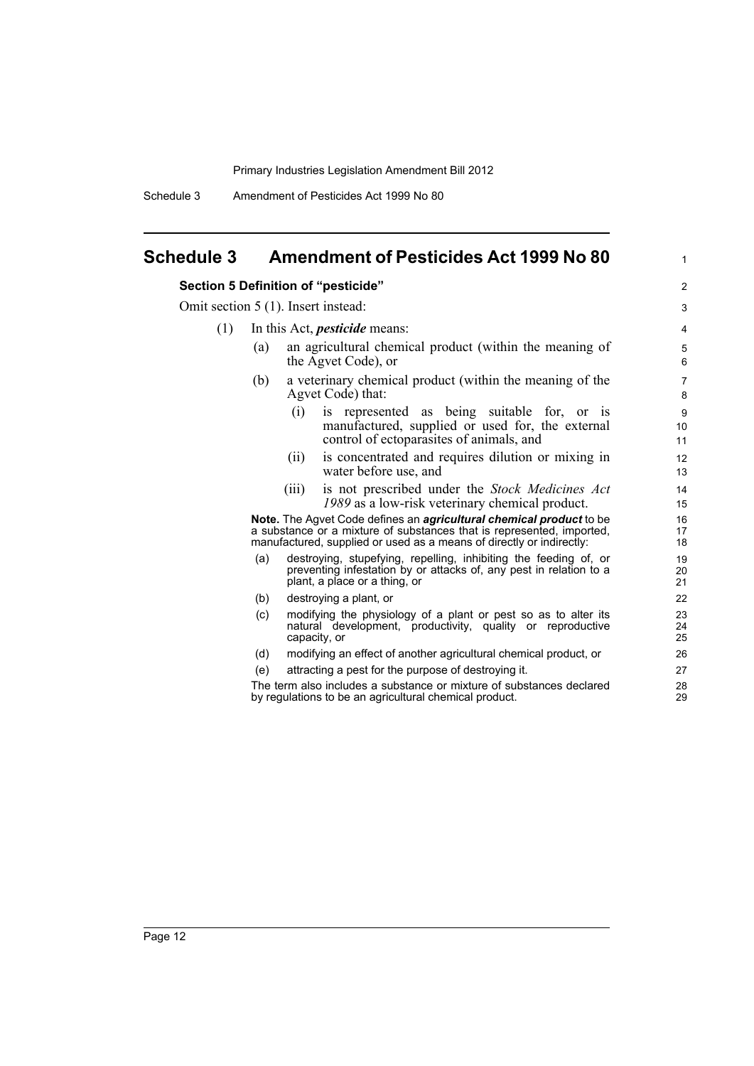# Schedule 3 Amendment of Pesticides Act 1999 No 80

**Section 5 Definition of "pesticide"**

Omit section 5 (1). Insert instead:

(1) In this Act, ***pesticide*** means:

(a) an agricultural chemical product (within the meaning of the Agvet Code), or

(b) a veterinary chemical product (within the meaning of the Agvet Code) that:

(i) is represented as being suitable for, or is manufactured, supplied or used for, the external control of ectoparasites of animals, and

(ii) is concentrated and requires dilution or mixing in water before use, and

(iii) is not prescribed under the *Stock Medicines Act 1989* as a low-risk veterinary chemical product.

**Note.** The Agvet Code defines an ***agricultural chemical product*** to be a substance or a mixture of substances that is represented, imported, manufactured, supplied or used as a means of directly or indirectly:

(a) destroying, stupefying, repelling, inhibiting the feeding of, or preventing infestation by or attacks of, any pest in relation to a plant, a place or a thing, or

(b) destroying a plant, or

(c) modifying the physiology of a plant or pest so as to alter its natural development, productivity, quality or reproductive capacity, or

(d) modifying an effect of another agricultural chemical product, or

(e) attracting a pest for the purpose of destroying it.

The term also includes a substance or mixture of substances declared by regulations to be an agricultural chemical product.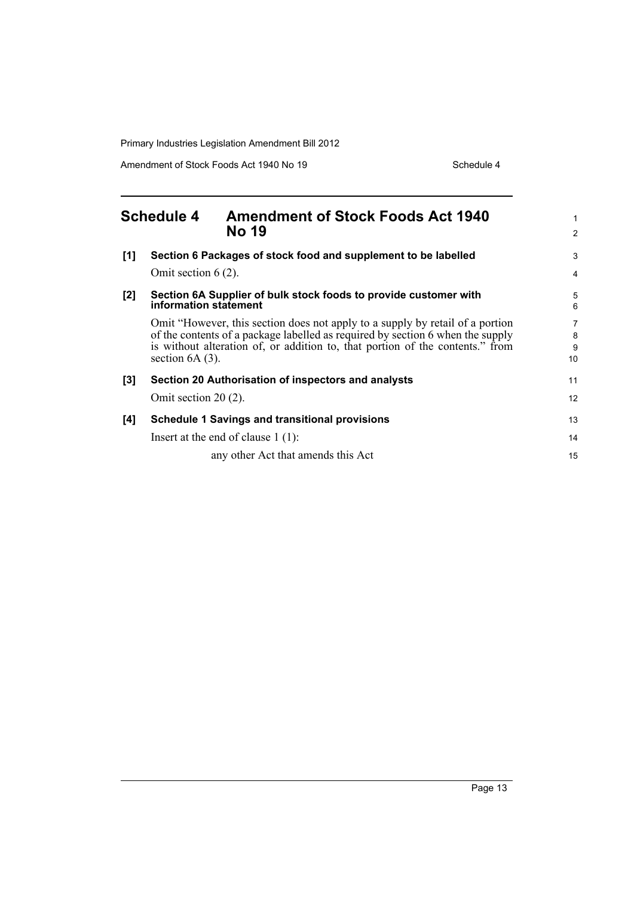## Schedule 4 Amendment of Stock Foods Act 1940 No 19

**[1] Section 6 Packages of stock food and supplement to be labelled**

Omit section 6 (2).

**[2] Section 6A Supplier of bulk stock foods to provide customer with information statement**

Omit "However, this section does not apply to a supply by retail of a portion of the contents of a package labelled as required by section 6 when the supply is without alteration of, or addition to, that portion of the contents." from section 6A (3).

**[3] Section 20 Authorisation of inspectors and analysts**

Omit section 20 (2).

**[4] Schedule 1 Savings and transitional provisions**

Insert at the end of clause 1 (1):

any other Act that amends this Act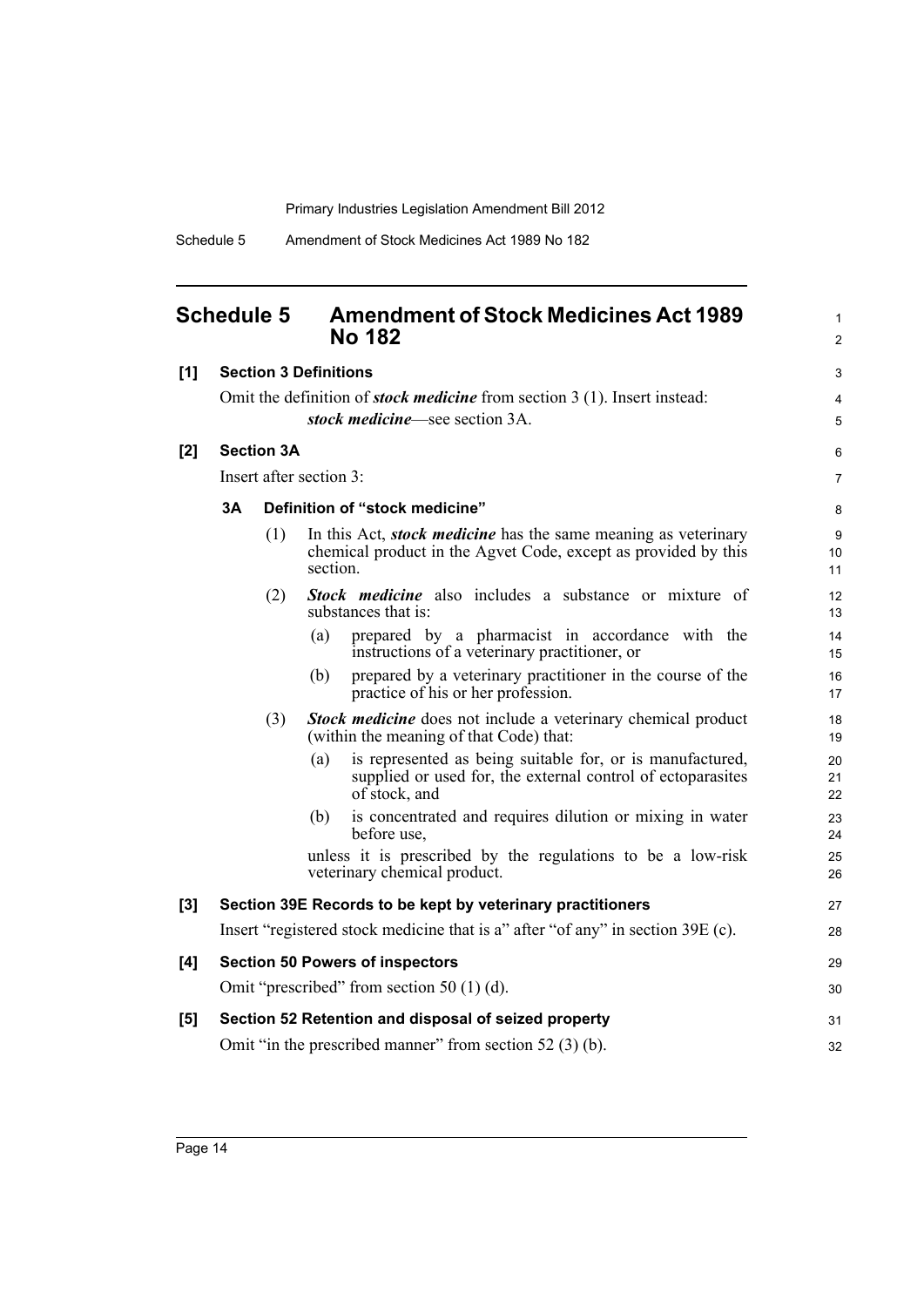## Schedule 5 Amendment of Stock Medicines Act 1989 No 182

**[1] Section 3 Definitions**

Omit the definition of ***stock medicine*** from section 3 (1). Insert instead:

***stock medicine***—see section 3A.

**[2] Section 3A**

Insert after section 3:

**3A Definition of "stock medicine"**

(1) In this Act, ***stock medicine*** has the same meaning as veterinary chemical product in the Agvet Code, except as provided by this section.

(2) ***Stock medicine*** also includes a substance or mixture of substances that is:

(a) prepared by a pharmacist in accordance with the instructions of a veterinary practitioner, or

(b) prepared by a veterinary practitioner in the course of the practice of his or her profession.

(3) ***Stock medicine*** does not include a veterinary chemical product (within the meaning of that Code) that:

(a) is represented as being suitable for, or is manufactured, supplied or used for, the external control of ectoparasites of stock, and

(b) is concentrated and requires dilution or mixing in water before use,

unless it is prescribed by the regulations to be a low-risk veterinary chemical product.

**[3] Section 39E Records to be kept by veterinary practitioners**

Insert "registered stock medicine that is a" after "of any" in section 39E (c).

**[4] Section 50 Powers of inspectors**

Omit "prescribed" from section 50 (1) (d).

**[5] Section 52 Retention and disposal of seized property**

Omit "in the prescribed manner" from section 52 (3) (b).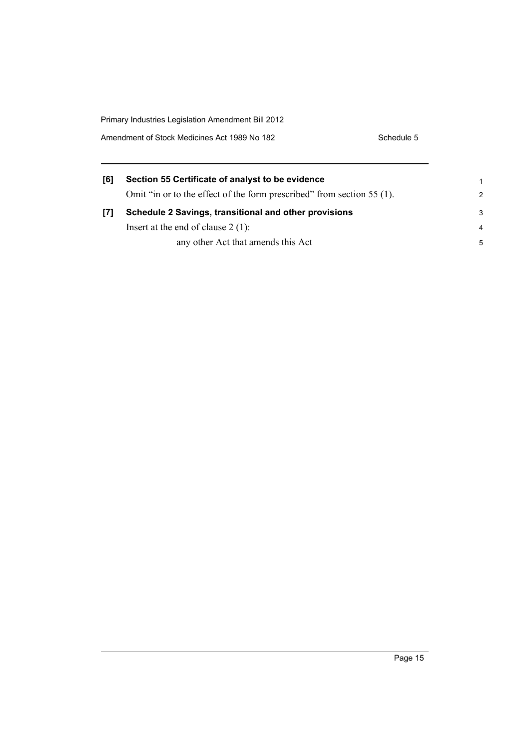**[6] Section 55 Certificate of analyst to be evidence**

Omit "in or to the effect of the form prescribed" from section 55 (1).

**[7] Schedule 2 Savings, transitional and other provisions**

Insert at the end of clause 2 (1):

any other Act that amends this Act